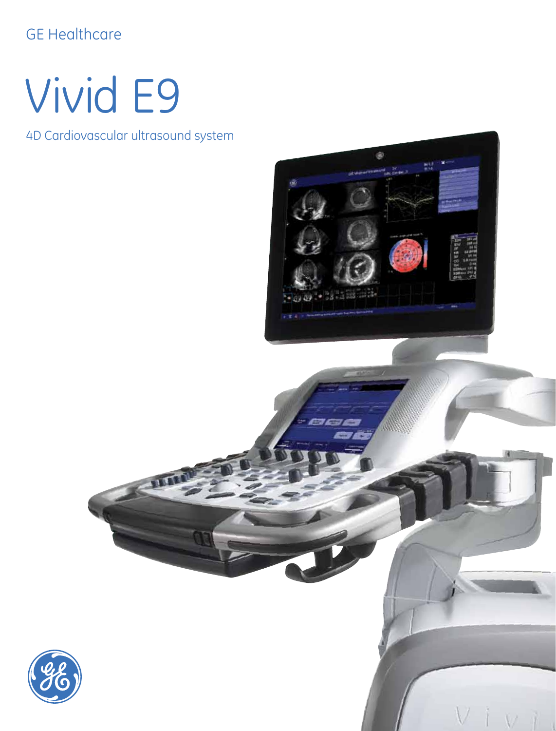GE Healthcare

# Vivid E9

4D Cardiovascular ultrasound system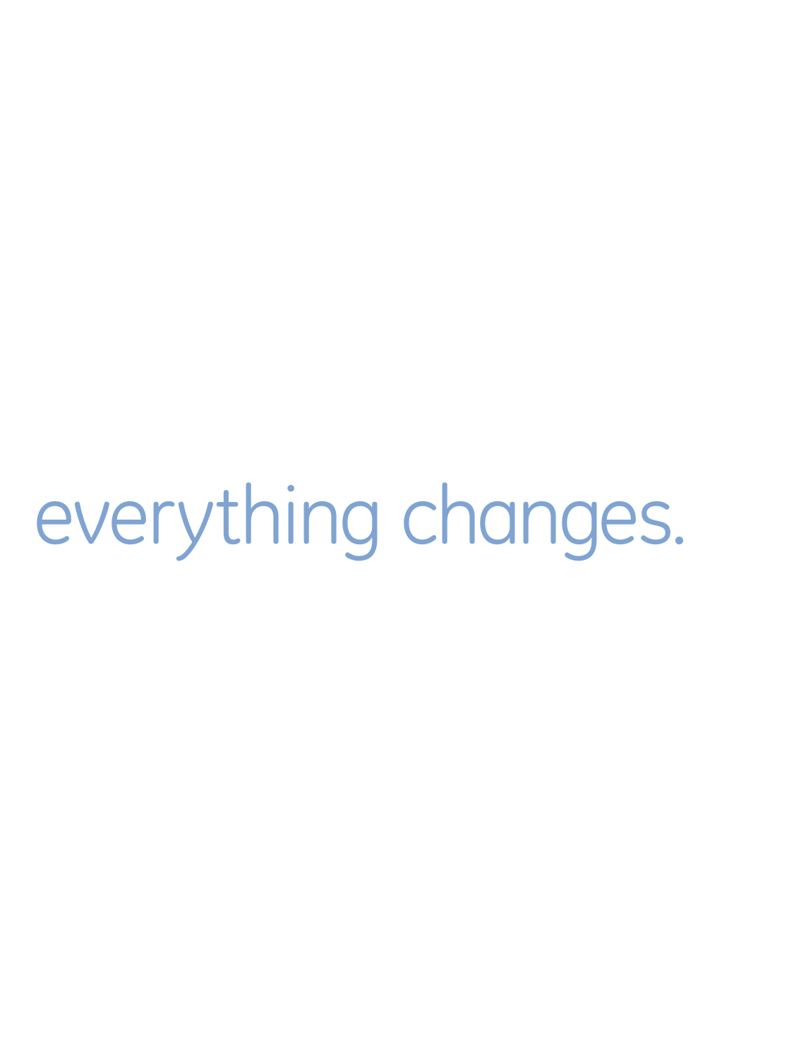everything changes.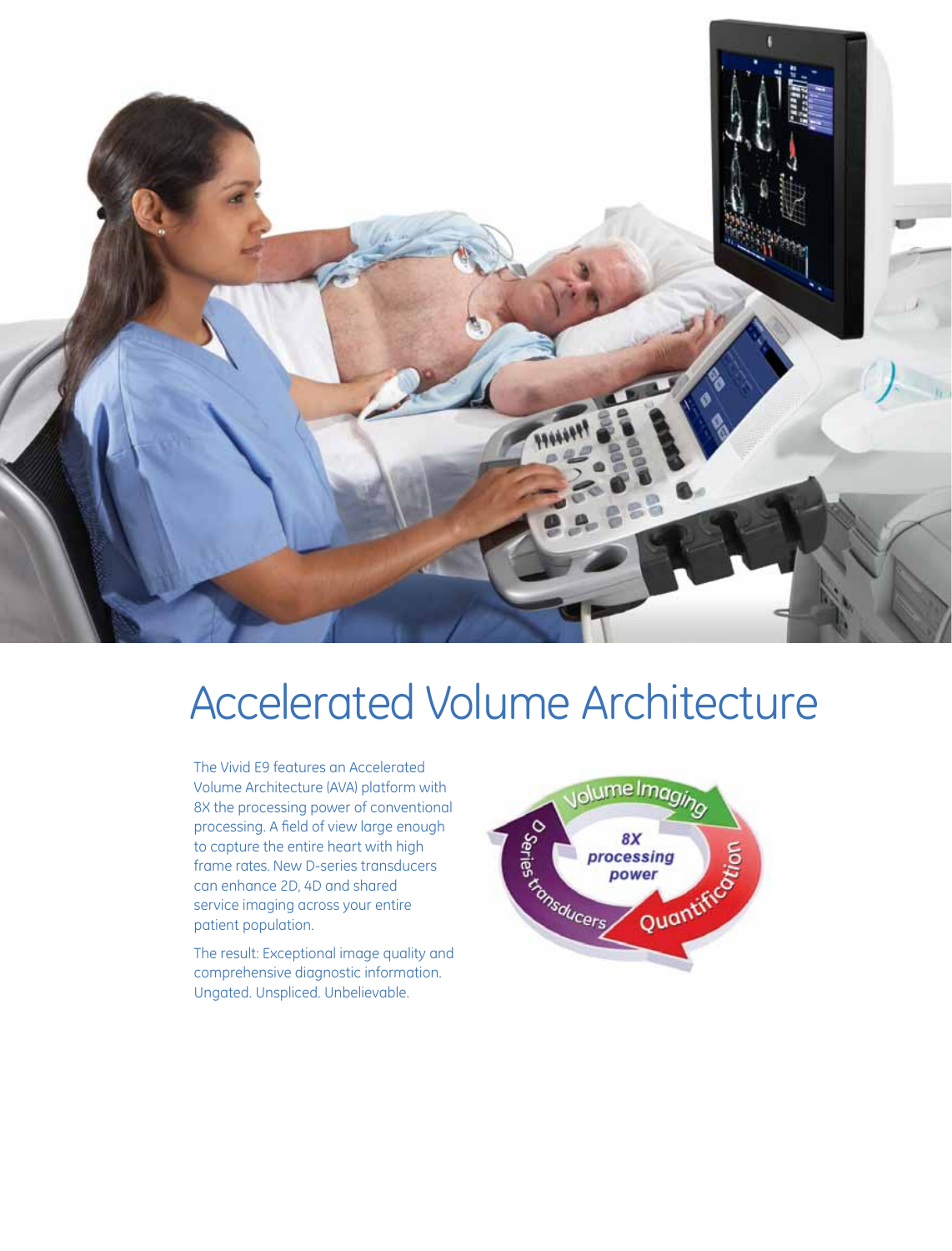# Accelerated Volume Architecture

The Vivid E9 features an Accelerated Volume Architecture (AVA) platform with 8X the processing power of conventional processing. A field of view large enough to capture the entire heart with high frame rates. New D-series transducers can enhance 2D, 4D and shared service imaging across your entire patient population.

The result: Exceptional image quality and comprehensive diagnostic information. Ungated. Unspliced. Unbelievable.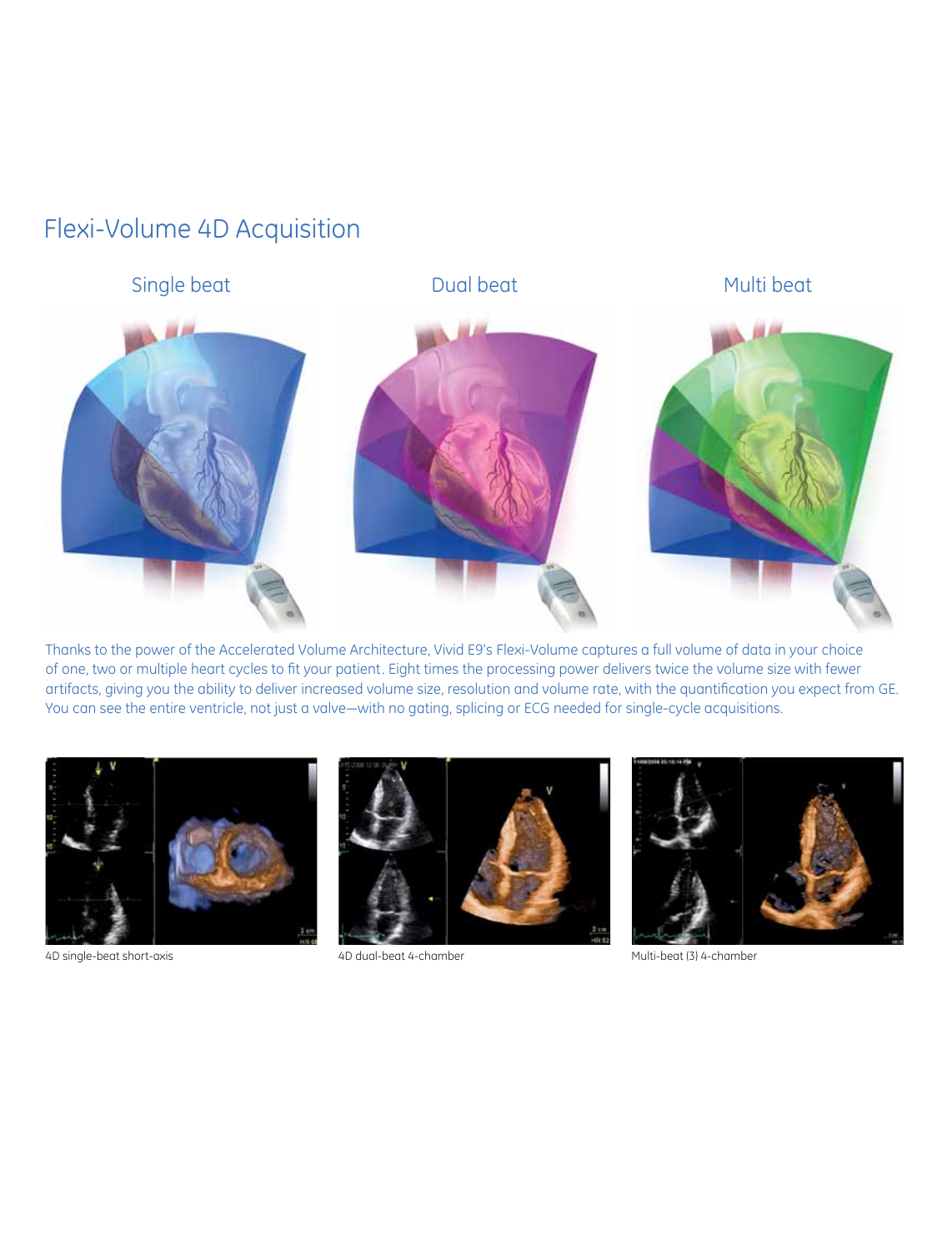# Flexi-Volume 4D Acquisition

Single beat

Dual beat

Multi beat

Thanks to the power of the Accelerated Volume Architecture, Vivid E9's Flexi-Volume captures a full volume of data in your choice of one, two or multiple heart cycles to fit your patient. Eight times the processing power delivers twice the volume size with fewer artifacts, giving you the ability to deliver increased volume size, resolution and volume rate, with the quantification you expect from GE. You can see the entire ventricle, not just a valve—with no gating, splicing or ECG needed for single-cycle acquisitions.

4D single-beat short-axis

4D dual-beat 4-chamber

Multi-beat (3) 4-chamber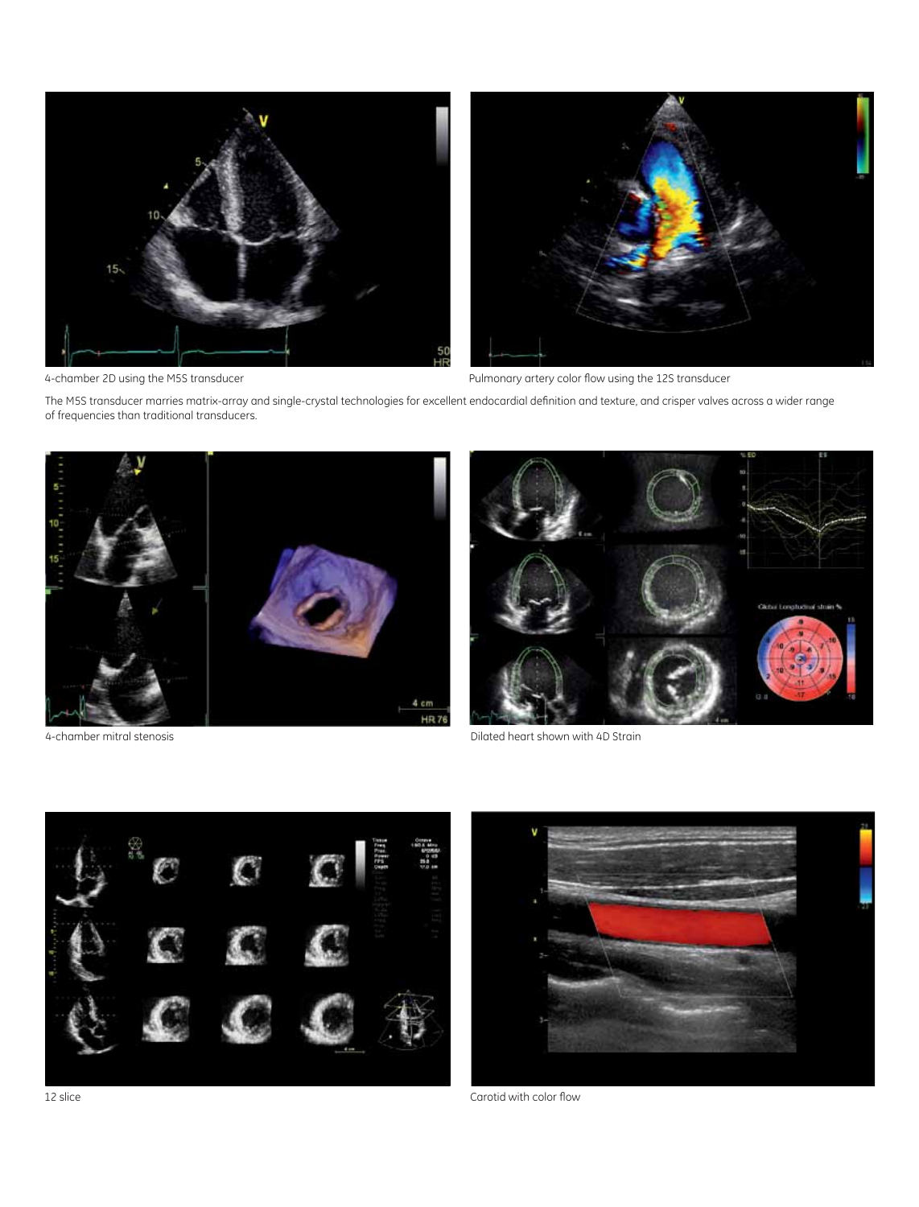4-chamber 2D using the M5S transducer

Pulmonary artery color flow using the 12S transducer

The M5S transducer marries matrix-array and single-crystal technologies for excellent endocardial definition and texture, and crisper valves across a wider range of frequencies than traditional transducers.

4-chamber mitral stenosis

Dilated heart shown with 4D Strain

12 slice

Carotid with color flow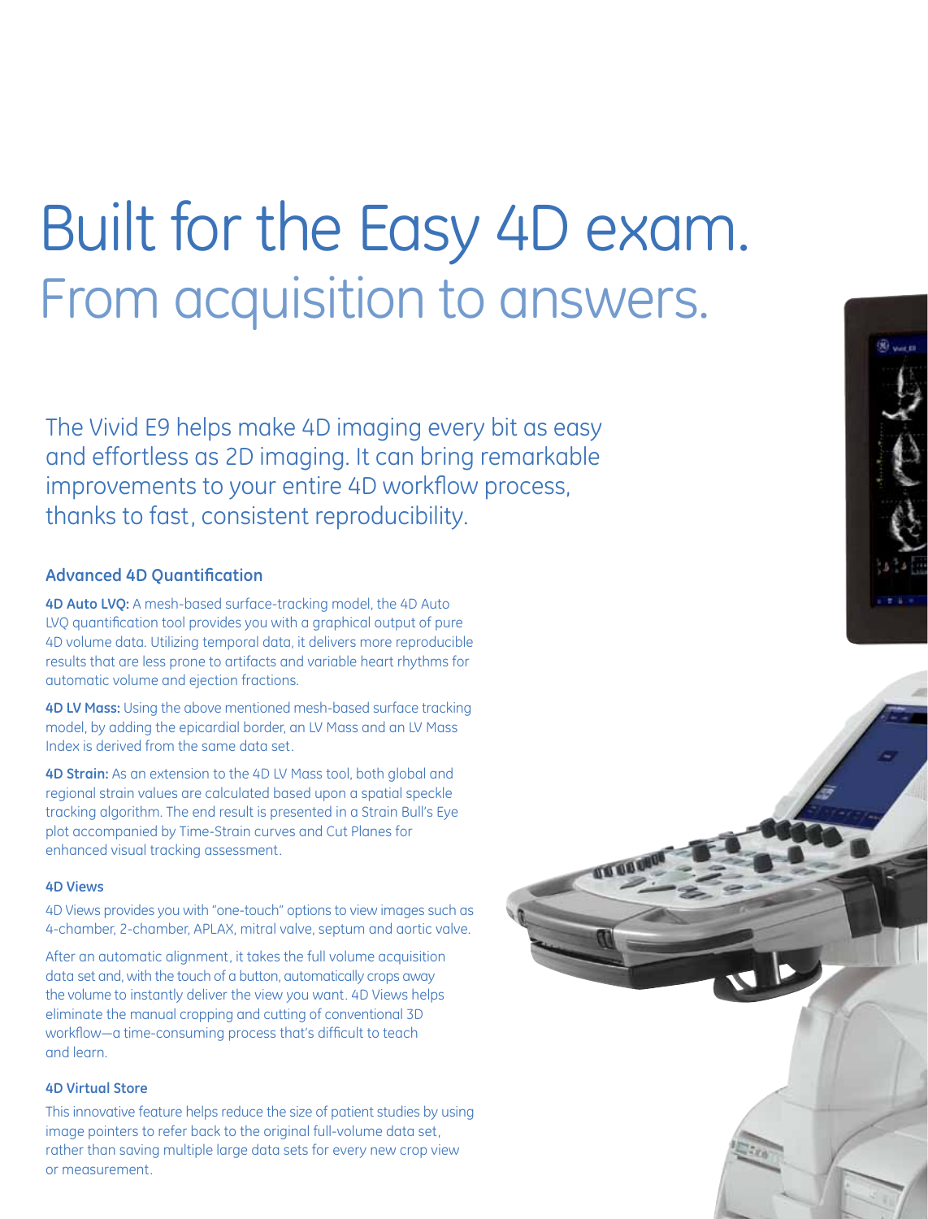# Built for the Easy 4D exam.

## From acquisition to answers.

The Vivid E9 helps make 4D imaging every bit as easy and effortless as 2D imaging. It can bring remarkable improvements to your entire 4D workflow process, thanks to fast, consistent reproducibility.

### Advanced 4D Quantification

**4D Auto LVQ:** A mesh-based surface-tracking model, the 4D Auto LVQ quantification tool provides you with a graphical output of pure 4D volume data. Utilizing temporal data, it delivers more reproducible results that are less prone to artifacts and variable heart rhythms for automatic volume and ejection fractions.

**4D LV Mass:** Using the above mentioned mesh-based surface tracking model, by adding the epicardial border, an LV Mass and an LV Mass Index is derived from the same data set.

**4D Strain:** As an extension to the 4D LV Mass tool, both global and regional strain values are calculated based upon a spatial speckle tracking algorithm. The end result is presented in a Strain Bull's Eye plot accompanied by Time-Strain curves and Cut Planes for enhanced visual tracking assessment.

#### 4D Views

4D Views provides you with "one-touch" options to view images such as 4-chamber, 2-chamber, APLAX, mitral valve, septum and aortic valve.

After an automatic alignment, it takes the full volume acquisition data set and, with the touch of a button, automatically crops away the volume to instantly deliver the view you want. 4D Views helps eliminate the manual cropping and cutting of conventional 3D workflow—a time-consuming process that's difficult to teach and learn.

#### 4D Virtual Store

This innovative feature helps reduce the size of patient studies by using image pointers to refer back to the original full-volume data set, rather than saving multiple large data sets for every new crop view or measurement.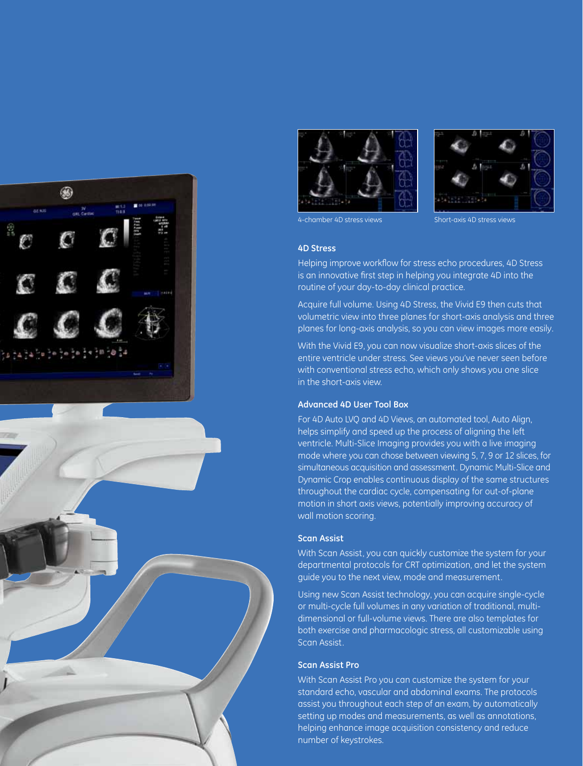4-chamber 4D stress views

Short-axis 4D stress views

### 4D Stress

Helping improve workflow for stress echo procedures, 4D Stress is an innovative first step in helping you integrate 4D into the routine of your day-to-day clinical practice.

Acquire full volume. Using 4D Stress, the Vivid E9 then cuts that volumetric view into three planes for short-axis analysis and three planes for long-axis analysis, so you can view images more easily.

With the Vivid E9, you can now visualize short-axis slices of the entire ventricle under stress. See views you've never seen before with conventional stress echo, which only shows you one slice in the short-axis view.

### Advanced 4D User Tool Box

For 4D Auto LVQ and 4D Views, an automated tool, Auto Align, helps simplify and speed up the process of aligning the left ventricle. Multi-Slice Imaging provides you with a live imaging mode where you can chose between viewing 5, 7, 9 or 12 slices, for simultaneous acquisition and assessment. Dynamic Multi-Slice and Dynamic Crop enables continuous display of the same structures throughout the cardiac cycle, compensating for out-of-plane motion in short axis views, potentially improving accuracy of wall motion scoring.

### Scan Assist

With Scan Assist, you can quickly customize the system for your departmental protocols for CRT optimization, and let the system guide you to the next view, mode and measurement.

Using new Scan Assist technology, you can acquire single-cycle or multi-cycle full volumes in any variation of traditional, multi-dimensional or full-volume views. There are also templates for both exercise and pharmacologic stress, all customizable using Scan Assist.

### Scan Assist Pro

With Scan Assist Pro you can customize the system for your standard echo, vascular and abdominal exams. The protocols assist you throughout each step of an exam, by automatically setting up modes and measurements, as well as annotations, helping enhance image acquisition consistency and reduce number of keystrokes.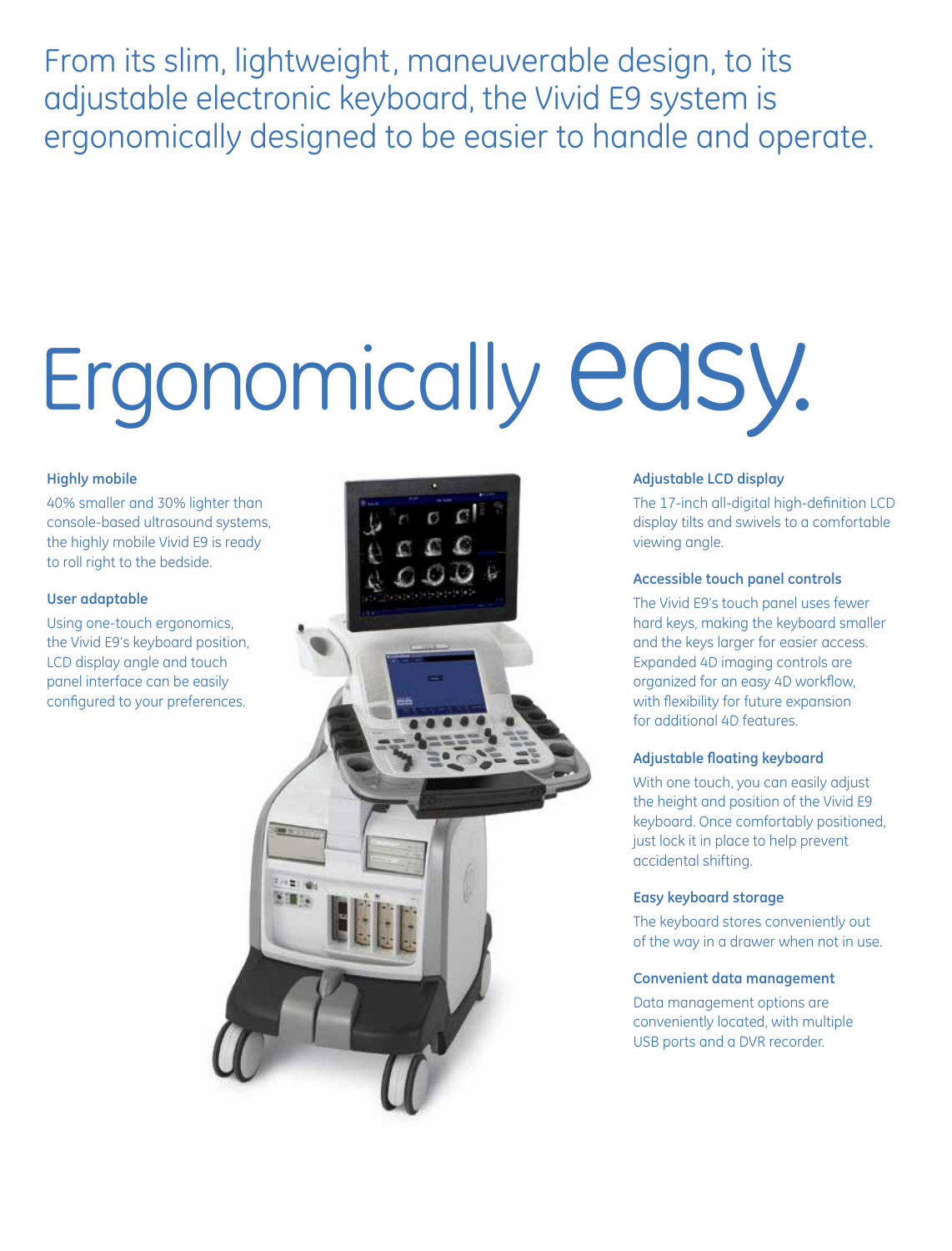From its slim, lightweight, maneuverable design, to its adjustable electronic keyboard, the Vivid E9 system is ergonomically designed to be easier to handle and operate.

# Ergonomically easy.

**Highly mobile**

40% smaller and 30% lighter than console-based ultrasound systems, the highly mobile Vivid E9 is ready to roll right to the bedside.

**User adaptable**

Using one-touch ergonomics, the Vivid E9's keyboard position, LCD display angle and touch panel interface can be easily configured to your preferences.

**Adjustable LCD display**

The 17-inch all-digital high-definition LCD display tilts and swivels to a comfortable viewing angle.

**Accessible touch panel controls**

The Vivid E9's touch panel uses fewer hard keys, making the keyboard smaller and the keys larger for easier access. Expanded 4D imaging controls are organized for an easy 4D workflow, with flexibility for future expansion for additional 4D features.

**Adjustable floating keyboard**

With one touch, you can easily adjust the height and position of the Vivid E9 keyboard. Once comfortably positioned, just lock it in place to help prevent accidental shifting.

**Easy keyboard storage**

The keyboard stores conveniently out of the way in a drawer when not in use.

**Convenient data management**

Data management options are conveniently located, with multiple USB ports and a DVR recorder.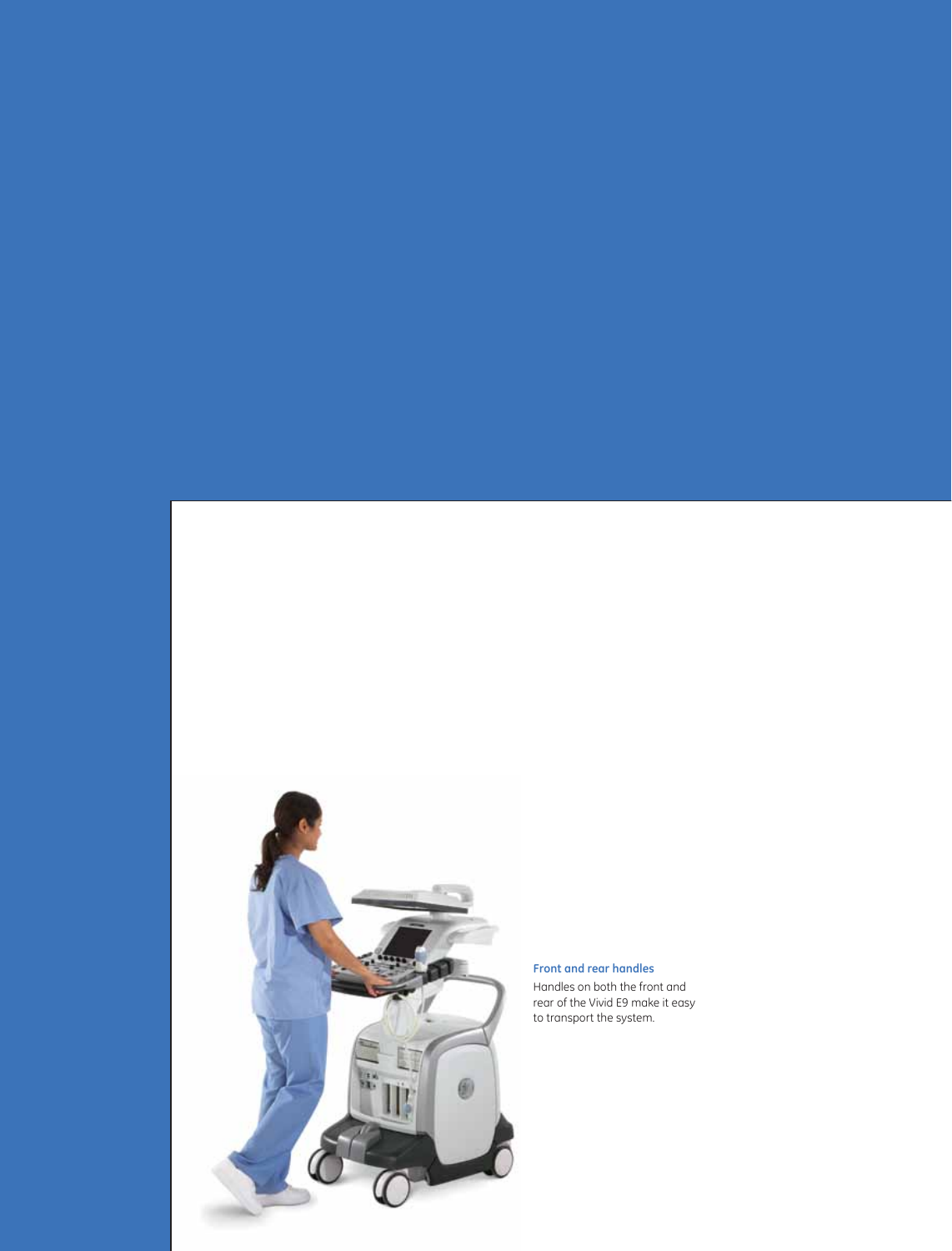**Front and rear handles**

Handles on both the front and rear of the Vivid E9 make it easy to transport the system.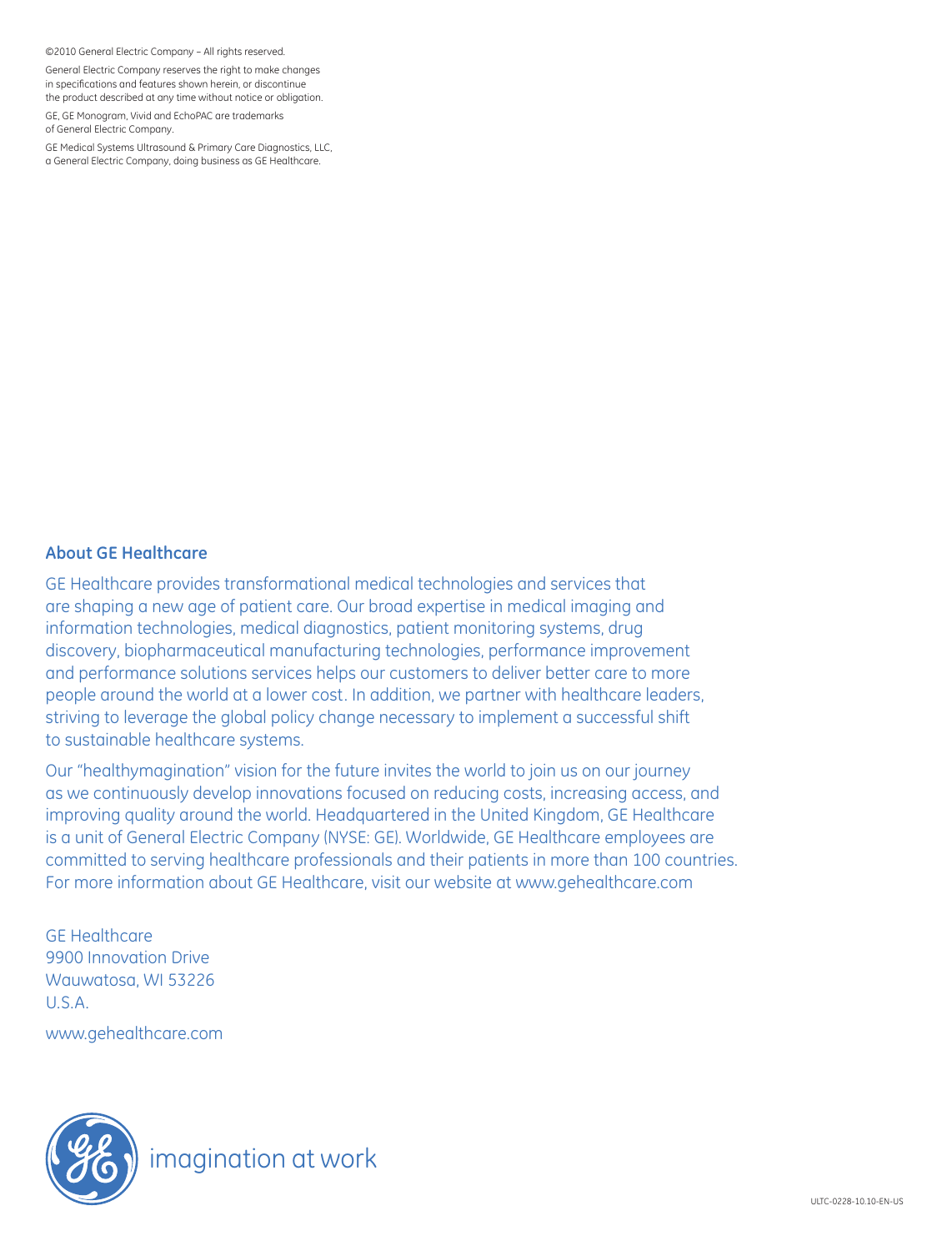©2010 General Electric Company – All rights reserved.

General Electric Company reserves the right to make changes in specifications and features shown herein, or discontinue the product described at any time without notice or obligation.

GE, GE Monogram, Vivid and EchoPAC are trademarks of General Electric Company.

GE Medical Systems Ultrasound & Primary Care Diagnostics, LLC, a General Electric Company, doing business as GE Healthcare.

**About GE Healthcare**

GE Healthcare provides transformational medical technologies and services that are shaping a new age of patient care. Our broad expertise in medical imaging and information technologies, medical diagnostics, patient monitoring systems, drug discovery, biopharmaceutical manufacturing technologies, performance improvement and performance solutions services helps our customers to deliver better care to more people around the world at a lower cost. In addition, we partner with healthcare leaders, striving to leverage the global policy change necessary to implement a successful shift to sustainable healthcare systems.

Our "healthymagination" vision for the future invites the world to join us on our journey as we continuously develop innovations focused on reducing costs, increasing access, and improving quality around the world. Headquartered in the United Kingdom, GE Healthcare is a unit of General Electric Company (NYSE: GE). Worldwide, GE Healthcare employees are committed to serving healthcare professionals and their patients in more than 100 countries. For more information about GE Healthcare, visit our website at www.gehealthcare.com

GE Healthcare
9900 Innovation Drive
Wauwatosa, WI 53226
U.S.A.

www.gehealthcare.com

imagination at work

ULTC-0228-10.10-EN-US